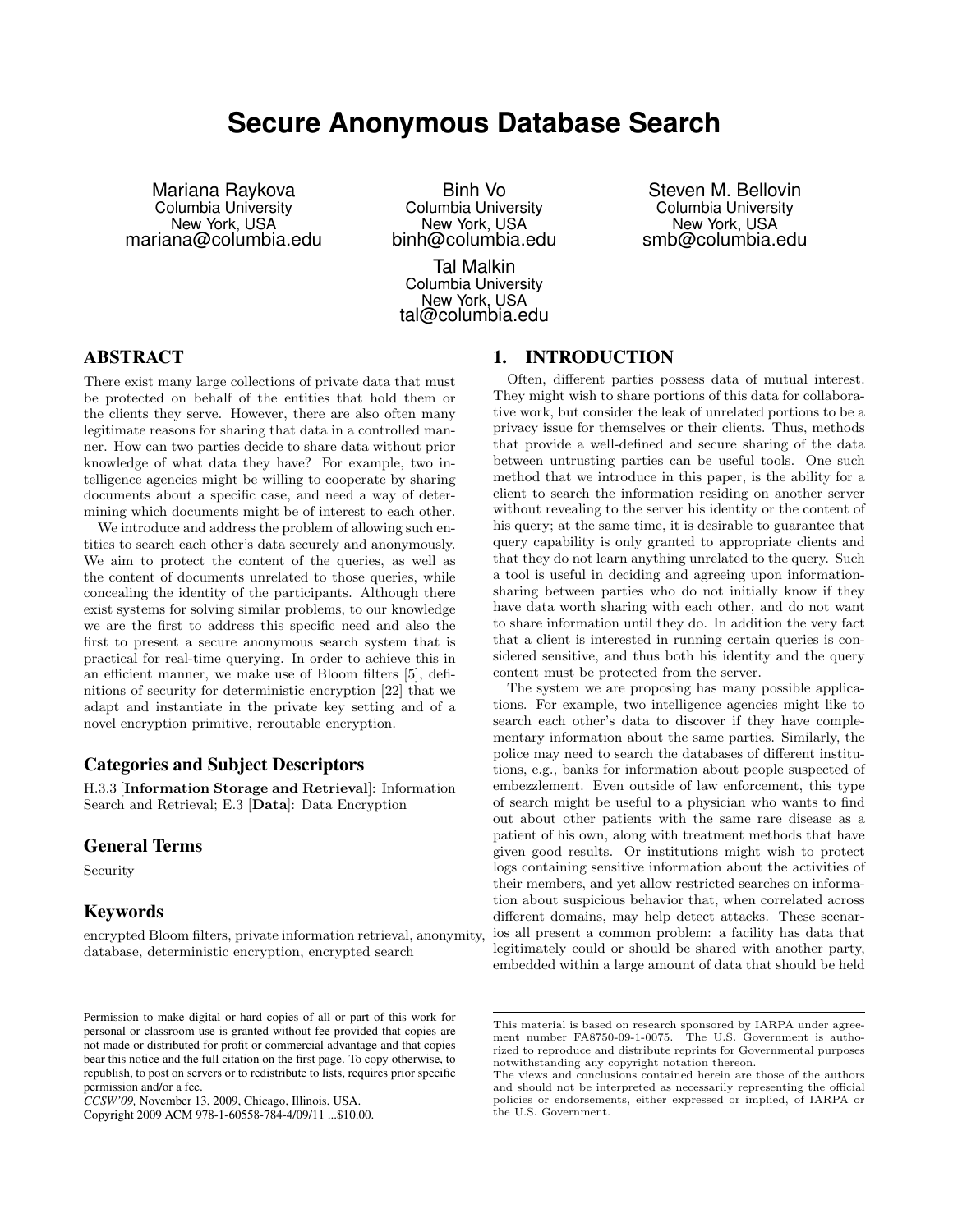# Secure Anonymous Database Search

Mariana Raykova
Columbia University
New York, USA
mariana@columbia.edu

Binh Vo
Columbia University
New York, USA
binh@columbia.edu

Steven M. Bellovin
Columbia University
New York, USA
smb@columbia.edu

Tal Malkin
Columbia University
New York, USA
tal@columbia.edu

## ABSTRACT

There exist many large collections of private data that must be protected on behalf of the entities that hold them or the clients they serve. However, there are also often many legitimate reasons for sharing that data in a controlled manner. How can two parties decide to share data without prior knowledge of what data they have? For example, two intelligence agencies might be willing to cooperate by sharing documents about a specific case, and need a way of determining which documents might be of interest to each other.

We introduce and address the problem of allowing such entities to search each other's data securely and anonymously. We aim to protect the content of the queries, as well as the content of documents unrelated to those queries, while concealing the identity of the participants. Although there exist systems for solving similar problems, to our knowledge we are the first to address this specific need and also the first to present a secure anonymous search system that is practical for real-time querying. In order to achieve this in an efficient manner, we make use of Bloom filters [5], definitions of security for deterministic encryption [22] that we adapt and instantiate in the private key setting and of a novel encryption primitive, reroutable encryption.

### Categories and Subject Descriptors

H.3.3 [**Information Storage and Retrieval**]: Information Search and Retrieval; E.3 [**Data**]: Data Encryption

### General Terms

Security

### Keywords

encrypted Bloom filters, private information retrieval, anonymity, database, deterministic encryption, encrypted search

Permission to make digital or hard copies of all or part of this work for personal or classroom use is granted without fee provided that copies are not made or distributed for profit or commercial advantage and that copies bear this notice and the full citation on the first page. To copy otherwise, to republish, to post on servers or to redistribute to lists, requires prior specific permission and/or a fee.
*CCSW'09,* November 13, 2009, Chicago, Illinois, USA.
Copyright 2009 ACM 978-1-60558-784-4/09/11 ...$10.00.

## 1. INTRODUCTION

Often, different parties possess data of mutual interest. They might wish to share portions of this data for collaborative work, but consider the leak of unrelated portions to be a privacy issue for themselves or their clients. Thus, methods that provide a well-defined and secure sharing of the data between untrusting parties can be useful tools. One such method that we introduce in this paper, is the ability for a client to search the information residing on another server without revealing to the server his identity or the content of his query; at the same time, it is desirable to guarantee that query capability is only granted to appropriate clients and that they do not learn anything unrelated to the query. Such a tool is useful in deciding and agreeing upon information-sharing between parties who do not initially know if they have data worth sharing with each other, and do not want to share information until they do. In addition the very fact that a client is interested in running certain queries is considered sensitive, and thus both his identity and the query content must be protected from the server.

The system we are proposing has many possible applications. For example, two intelligence agencies might like to search each other's data to discover if they have complementary information about the same parties. Similarly, the police may need to search the databases of different institutions, e.g., banks for information about people suspected of embezzlement. Even outside of law enforcement, this type of search might be useful to a physician who wants to find out about other patients with the same rare disease as a patient of his own, along with treatment methods that have given good results. Or institutions might wish to protect logs containing sensitive information about the activities of their members, and yet allow restricted searches on information about suspicious behavior that, when correlated across different domains, may help detect attacks. These scenarios all present a common problem: a facility has data that legitimately could or should be shared with another party, embedded within a large amount of data that should be held

This material is based on research sponsored by IARPA under agreement number FA8750-09-1-0075. The U.S. Government is authorized to reproduce and distribute reprints for Governmental purposes notwithstanding any copyright notation thereon.
The views and conclusions contained herein are those of the authors and should not be interpreted as necessarily representing the official policies or endorsements, either expressed or implied, of IARPA or the U.S. Government.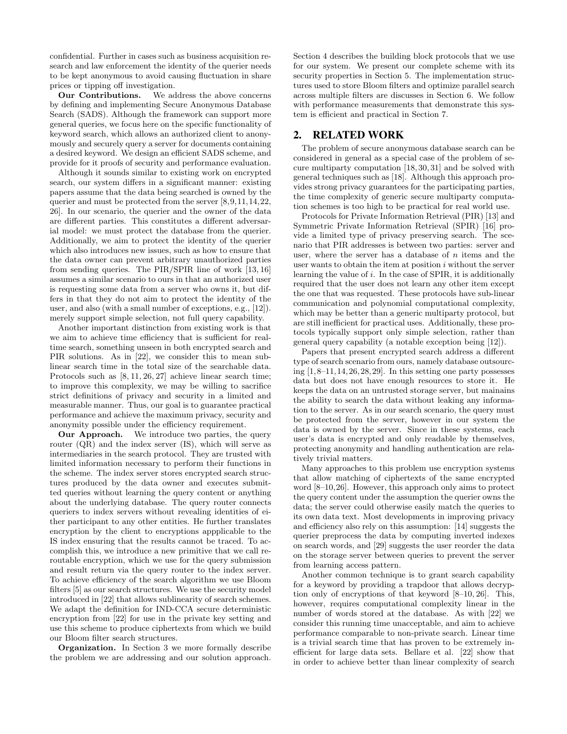confidential. Further in cases such as business acquisition research and law enforcement the identity of the querier needs to be kept anonymous to avoid causing fluctuation in share prices or tipping off investigation.

**Our Contributions.** We address the above concerns by defining and implementing Secure Anonymous Database Search (SADS). Although the framework can support more general queries, we focus here on the specific functionality of keyword search, which allows an authorized client to anonymously and securely query a server for documents containing a desired keyword. We design an efficient SADS scheme, and provide for it proofs of security and performance evaluation.

Although it sounds similar to existing work on encrypted search, our system differs in a significant manner: existing papers assume that the data being searched is owned by the querier and must be protected from the server [8,9,11,14,22, 26]. In our scenario, the querier and the owner of the data are different parties. This constitutes a different adversarial model: we must protect the database from the querier. Additionally, we aim to protect the identity of the querier which also introduces new issues, such as how to ensure that the data owner can prevent arbitrary unauthorized parties from sending queries. The PIR/SPIR line of work [13, 16] assumes a similar scenario to ours in that an authorized user is requesting some data from a server who owns it, but differs in that they do not aim to protect the identity of the user, and also (with a small number of exceptions, e.g., [12]). merely support simple selection, not full query capability.

Another important distinction from existing work is that we aim to achieve time efficiency that is sufficient for real-time search, something unseen in both encrypted search and PIR solutions. As in [22], we consider this to mean sublinear search time in the total size of the searchable data. Protocols such as [8, 11, 26, 27] achieve linear search time; to improve this complexity, we may be willing to sacrifice strict definitions of privacy and security in a limited and measurable manner. Thus, our goal is to guarantee practical performance and achieve the maximum privacy, security and anonymity possible under the efficiency requirement.

**Our Approach.** We introduce two parties, the query router (QR) and the index server (IS), which will serve as intermediaries in the search protocol. They are trusted with limited information necessary to perform their functions in the scheme. The index server stores encrypted search structures produced by the data owner and executes submitted queries without learning the query content or anything about the underlying database. The query router connects queriers to index servers without revealing identities of either participant to any other entities. He further translates encryption by the client to encryptions appplicable to the IS index ensuring that the results cannot be traced. To accomplish this, we introduce a new primitive that we call reroutable encryption, which we use for the query submission and result return via the query router to the index server. To achieve efficiency of the search algorithm we use Bloom filters [5] as our search structures. We use the security model introduced in [22] that allows sublinearity of search schemes. We adapt the definition for IND-CCA secure deterministic encryption from [22] for use in the private key setting and use this scheme to produce ciphertexts from which we build our Bloom filter search structures.

**Organization.** In Section 3 we more formally describe the problem we are addressing and our solution approach. Section 4 describes the building block protocols that we use for our system. We present our complete scheme with its security properties in Section 5. The implementation structures used to store Bloom filters and optimize parallel search across multiple filters are discusses in Section 6. We follow with performance measurements that demonstrate this system is efficient and practical in Section 7.

## 2. RELATED WORK

The problem of secure anonymous database search can be considered in general as a special case of the problem of secure multiparty computation [18, 30, 31] and be solved with general techniques such as [18]. Although this approach provides strong privacy guarantees for the participating parties, the time complexity of generic secure multiparty computation schemes is too high to be practical for real world use.

Protocols for Private Information Retrieval (PIR) [13] and Symmetric Private Information Retrieval (SPIR) [16] provide a limited type of privacy preserving search. The scenario that PIR addresses is between two parties: server and user, where the server has a database of $n$ items and the user wants to obtain the item at position $i$ without the server learning the value of $i$. In the case of SPIR, it is additionally required that the user does not learn any other item except the one that was requested. These protocols have sub-linear communication and polynomial computational complexity, which may be better than a generic multiparty protocol, but are still inefficient for practical uses. Additionally, these protocols typically support only simple selection, rather than general query capability (a notable exception being [12]).

Papers that present encrypted search address a different type of search scenario from ours, namely database outsourcing [1, 8–11, 14, 26, 28, 29]. In this setting one party possesses data but does not have enough resources to store it. He keeps the data on an untrusted storage server, but mainains the ability to search the data without leaking any information to the server. As in our search scenario, the query must be protected from the server, however in our system the data is owned by the server. Since in these systems, each user's data is encrypted and only readable by themselves, protecting anonymity and handling authentication are relatively trivial matters.

Many approaches to this problem use encryption systems that allow matching of ciphertexts of the same encrypted word [8–10, 26]. However, this approach only aims to protect the query content under the assumption the querier owns the data; the server could otherwise easily match the queries to its own data text. Most developments in improving privacy and efficiency also rely on this assumption: [14] suggests the querier preprocess the data by computing inverted indexes on search words, and [29] suggests the user reorder the data on the storage server between queries to prevent the server from learning access pattern.

Another common technique is to grant search capability for a keyword by providing a trapdoor that allows decryption only of encryptions of that keyword [8–10, 26]. This, however, requires computational complexity linear in the number of words stored at the database. As with [22] we consider this running time unacceptable, and aim to achieve performance comparable to non-private search. Linear time is a trivial search time that has proven to be extremely inefficient for large data sets. Bellare et al. [22] show that in order to achieve better than linear complexity of search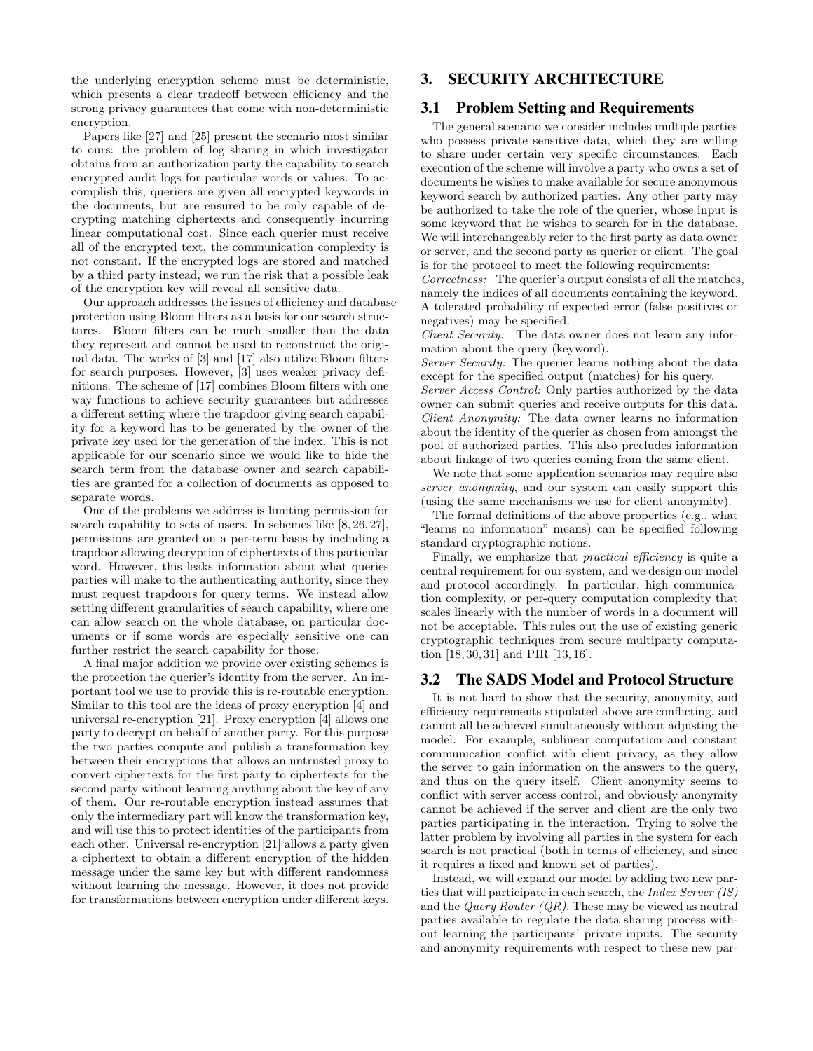the underlying encryption scheme must be deterministic, which presents a clear tradeoff between efficiency and the strong privacy guarantees that come with non-deterministic encryption.

Papers like [27] and [25] present the scenario most similar to ours: the problem of log sharing in which investigator obtains from an authorization party the capability to search encrypted audit logs for particular words or values. To accomplish this, queriers are given all encrypted keywords in the documents, but are ensured to be only capable of decrypting matching ciphertexts and consequently incurring linear computational cost. Since each querier must receive all of the encrypted text, the communication complexity is not constant. If the encrypted logs are stored and matched by a third party instead, we run the risk that a possible leak of the encryption key will reveal all sensitive data.

Our approach addresses the issues of efficiency and database protection using Bloom filters as a basis for our search structures. Bloom filters can be much smaller than the data they represent and cannot be used to reconstruct the original data. The works of [3] and [17] also utilize Bloom filters for search purposes. However, [3] uses weaker privacy definitions. The scheme of [17] combines Bloom filters with one way functions to achieve security guarantees but addresses a different setting where the trapdoor giving search capability for a keyword has to be generated by the owner of the private key used for the generation of the index. This is not applicable for our scenario since we would like to hide the search term from the database owner and search capabilities are granted for a collection of documents as opposed to separate words.

One of the problems we address is limiting permission for search capability to sets of users. In schemes like [8, 26, 27], permissions are granted on a per-term basis by including a trapdoor allowing decryption of ciphertexts of this particular word. However, this leaks information about what queries parties will make to the authenticating authority, since they must request trapdoors for query terms. We instead allow setting different granularities of search capability, where one can allow search on the whole database, on particular documents or if some words are especially sensitive one can further restrict the search capability for those.

A final major addition we provide over existing schemes is the protection the querier's identity from the server. An important tool we use to provide this is re-routable encryption. Similar to this tool are the ideas of proxy encryption [4] and universal re-encryption [21]. Proxy encryption [4] allows one party to decrypt on behalf of another party. For this purpose the two parties compute and publish a transformation key between their encryptions that allows an untrusted proxy to convert ciphertexts for the first party to ciphertexts for the second party without learning anything about the key of any of them. Our re-routable encryption instead assumes that only the intermediary part will know the transformation key, and will use this to protect identities of the participants from each other. Universal re-encryption [21] allows a party given a ciphertext to obtain a different encryption of the hidden message under the same key but with different randomness without learning the message. However, it does not provide for transformations between encryption under different keys.

# 3. SECURITY ARCHITECTURE

## 3.1 Problem Setting and Requirements

The general scenario we consider includes multiple parties who possess private sensitive data, which they are willing to share under certain very specific circumstances. Each execution of the scheme will involve a party who owns a set of documents he wishes to make available for secure anonymous keyword search by authorized parties. Any other party may be authorized to take the role of the querier, whose input is some keyword that he wishes to search for in the database. We will interchangeably refer to the first party as data owner or server, and the second party as querier or client. The goal is for the protocol to meet the following requirements:

*Correctness:* The querier's output consists of all the matches, namely the indices of all documents containing the keyword. A tolerated probability of expected error (false positives or negatives) may be specified.

*Client Security:* The data owner does not learn any information about the query (keyword).

*Server Security:* The querier learns nothing about the data except for the specified output (matches) for his query.

*Server Access Control:* Only parties authorized by the data owner can submit queries and receive outputs for this data.

*Client Anonymity:* The data owner learns no information about the identity of the querier as chosen from amongst the pool of authorized parties. This also precludes information about linkage of two queries coming from the same client.

We note that some application scenarios may require also *server anonymity*, and our system can easily support this (using the same mechanisms we use for client anonymity).

The formal definitions of the above properties (e.g., what "learns no information" means) can be specified following standard cryptographic notions.

Finally, we emphasize that *practical efficiency* is quite a central requirement for our system, and we design our model and protocol accordingly. In particular, high communication complexity, or per-query computation complexity that scales linearly with the number of words in a document will not be acceptable. This rules out the use of existing generic cryptographic techniques from secure multiparty computation [18, 30, 31] and PIR [13, 16].

## 3.2 The SADS Model and Protocol Structure

It is not hard to show that the security, anonymity, and efficiency requirements stipulated above are conflicting, and cannot all be achieved simultaneously without adjusting the model. For example, sublinear computation and constant communication conflict with client privacy, as they allow the server to gain information on the answers to the query, and thus on the query itself. Client anonymity seems to conflict with server access control, and obviously anonymity cannot be achieved if the server and client are the only two parties participating in the interaction. Trying to solve the latter problem by involving all parties in the system for each search is not practical (both in terms of efficiency, and since it requires a fixed and known set of parties).

Instead, we will expand our model by adding two new parties that will participate in each search, the *Index Server (IS)* and the *Query Router (QR)*. These may be viewed as neutral parties available to regulate the data sharing process without learning the participants' private inputs. The security and anonymity requirements with respect to these new par-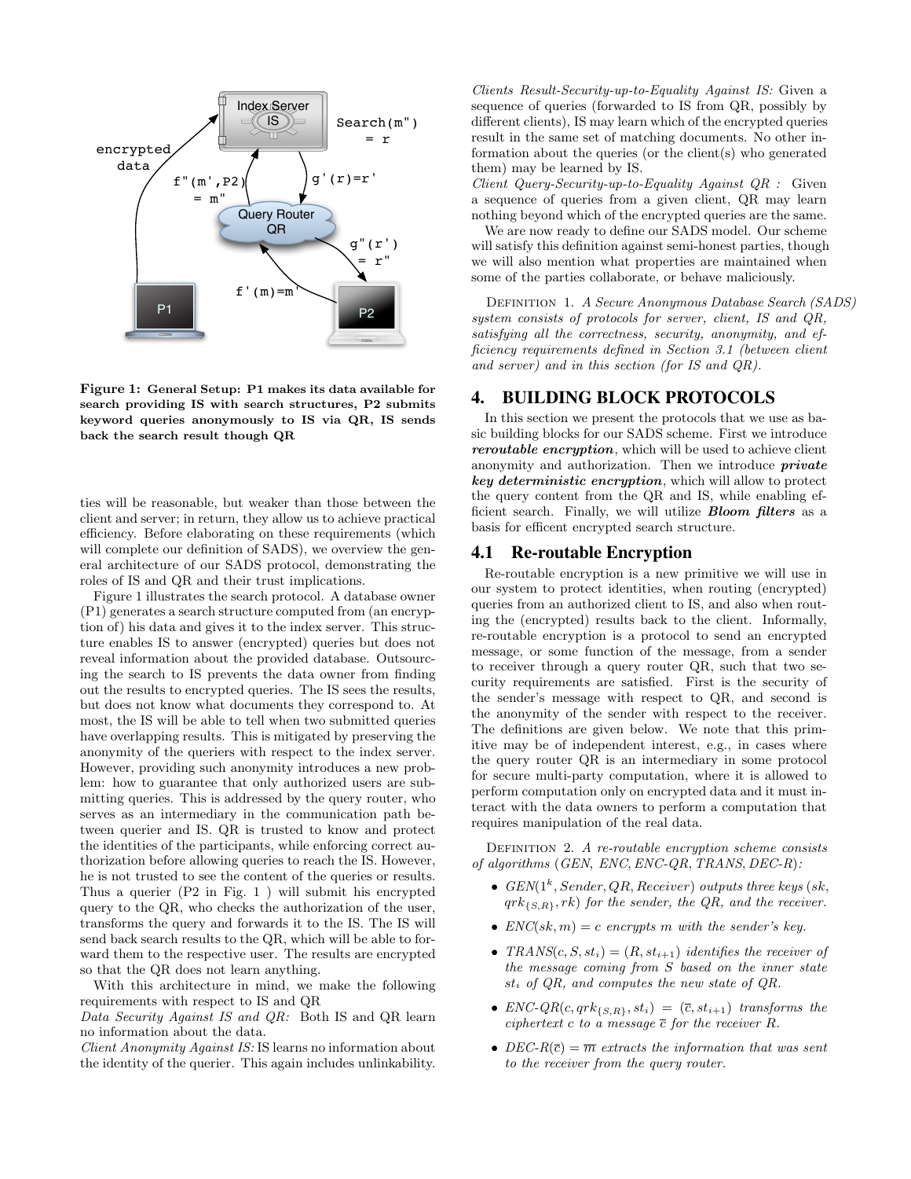Index Server
IS
Search(m") = r
encrypted data
f"(m',P2) = m"
g'(r)=r'
Query Router
QR
g"(r') = r"
f'(m)=m'
P1
P2

**Figure 1: General Setup: P1 makes its data available for search providing IS with search structures, P2 submits keyword queries anonymously to IS via QR, IS sends back the search result though QR**

ties will be reasonable, but weaker than those between the client and server; in return, they allow us to achieve practical efficiency. Before elaborating on these requirements (which will complete our definition of SADS), we overview the general architecture of our SADS protocol, demonstrating the roles of IS and QR and their trust implications.

Figure 1 illustrates the search protocol. A database owner (P1) generates a search structure computed from (an encryption of) his data and gives it to the index server. This structure enables IS to answer (encrypted) queries but does not reveal information about the provided database. Outsourcing the search to IS prevents the data owner from finding out the results to encrypted queries. The IS sees the results, but does not know what documents they correspond to. At most, the IS will be able to tell when two submitted queries have overlapping results. This is mitigated by preserving the anonymity of the queriers with respect to the index server. However, providing such anonymity introduces a new problem: how to guarantee that only authorized users are submitting queries. This is addressed by the query router, who serves as an intermediary in the communication path between querier and IS. QR is trusted to know and protect the identities of the participants, while enforcing correct authorization before allowing queries to reach the IS. However, he is not trusted to see the content of the queries or results. Thus a querier (P2 in Fig. 1 ) will submit his encrypted query to the QR, who checks the authorization of the user, transforms the query and forwards it to the IS. The IS will send back search results to the QR, which will be able to forward them to the respective user. The results are encrypted so that the QR does not learn anything.

With this architecture in mind, we make the following requirements with respect to IS and QR

*Data Security Against IS and QR:* Both IS and QR learn no information about the data.

*Client Anonymity Against IS:* IS learns no information about the identity of the querier. This again includes unlinkability.

*Clients Result-Security-up-to-Equality Against IS:* Given a sequence of queries (forwarded to IS from QR, possibly by different clients), IS may learn which of the encrypted queries result in the same set of matching documents. No other information about the queries (or the client(s) who generated them) may be learned by IS.

*Client Query-Security-up-to-Equality Against QR :* Given a sequence of queries from a given client, QR may learn nothing beyond which of the encrypted queries are the same.

We are now ready to define our SADS model. Our scheme will satisfy this definition against semi-honest parties, though we will also mention what properties are maintained when some of the parties collaborate, or behave maliciously.

Definition 1. *A Secure Anonymous Database Search (SADS) system consists of protocols for server, client, IS and QR, satisfying all the correctness, security, anonymity, and efficiency requirements defined in Section 3.1 (between client and server) and in this section (for IS and QR).*

## 4. BUILDING BLOCK PROTOCOLS

In this section we present the protocols that we use as basic building blocks for our SADS scheme. First we introduce ***reroutable encryption***, which will be used to achieve client anonymity and authorization. Then we introduce ***private key deterministic encryption***, which will allow to protect the query content from the QR and IS, while enabling efficient search. Finally, we will utilize ***Bloom filters*** as a basis for efficent encrypted search structure.

### 4.1 Re-routable Encryption

Re-routable encryption is a new primitive we will use in our system to protect identities, when routing (encrypted) queries from an authorized client to IS, and also when routing the (encrypted) results back to the client. Informally, re-routable encryption is a protocol to send an encrypted message, or some function of the message, from a sender to receiver through a query router QR, such that two security requirements are satisfied. First is the security of the sender's message with respect to QR, and second is the anonymity of the sender with respect to the receiver. The definitions are given below. We note that this primitive may be of independent interest, e.g., in cases where the query router QR is an intermediary in some protocol for secure multi-party computation, where it is allowed to perform computation only on encrypted data and it must interact with the data owners to perform a computation that requires manipulation of the real data.

Definition 2. *A re-routable encryption scheme consists of algorithms (GEN, ENC, ENC-QR, TRANS, DEC-R):*

- $GEN(1^k, Sender, QR, Receiver)$ *outputs three keys* $(sk, qrk_{\{S,R\}}, rk)$ *for the sender, the QR, and the receiver.*
- $ENC(sk, m) = c$ *encrypts* $m$ *with the sender's key.*
- $TRANS(c, S, st_i) = (R, st_{i+1})$ *identifies the receiver of the message coming from* $S$ *based on the inner state* $st_i$ *of QR, and computes the new state of QR.*
- $ENC\text{-}QR(c, qrk_{\{S,R\}}, st_i) = (\overline{c}, st_{i+1})$ *transforms the ciphertext* $c$ *to a message* $\overline{c}$ *for the receiver* $R$*.*
- $DEC\text{-}R(\overline{c}) = \overline{m}$ *extracts the information that was sent to the receiver from the query router.*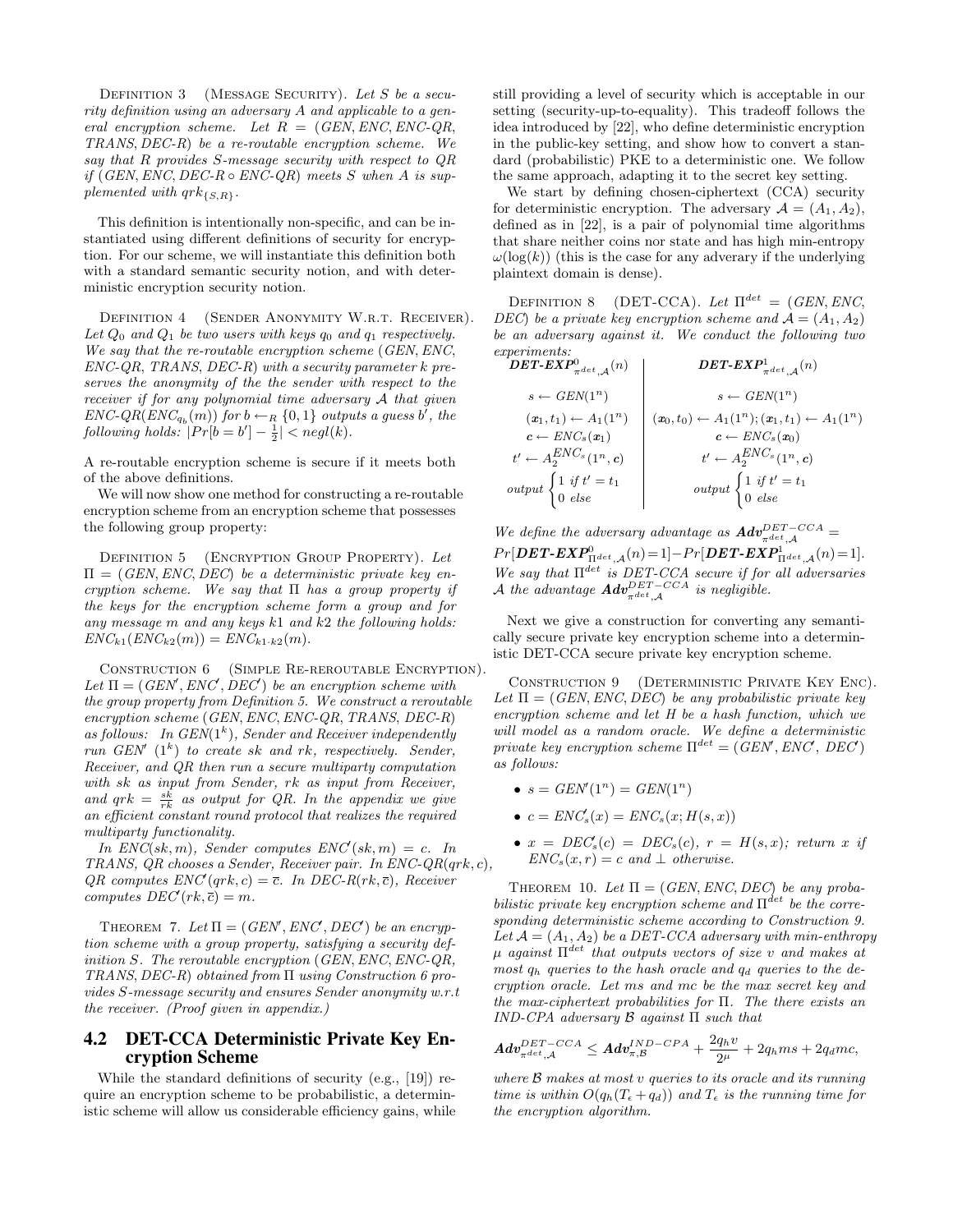Definition 3 (Message Security). *Let $S$ be a security definition using an adversary $A$ and applicable to a general encryption scheme. Let $R = (GEN, ENC, ENC\text{-}QR, TRANS, DEC\text{-}R)$ be a re-routable encryption scheme. We say that $R$ provides $S$-message security with respect to $QR$ if $(GEN, ENC, DEC\text{-}R \circ ENC\text{-}QR)$ meets $S$ when $A$ is supplemented with $qrk_{\{S,R\}}$.*

This definition is intentionally non-specific, and can be instantiated using different definitions of security for encryption. For our scheme, we will instantiate this definition both with a standard semantic security notion, and with deterministic encryption security notion.

Definition 4 (Sender Anonymity W.r.t. Receiver). *Let $Q_0$ and $Q_1$ be two users with keys $q_0$ and $q_1$ respectively. We say that the re-routable encryption scheme $(GEN, ENC, ENC\text{-}QR, TRANS, DEC\text{-}R)$ with a security parameter $k$ preserves the anonymity of the the sender with respect to the receiver if for any polynomial time adversary $\mathcal{A}$ that given $ENC\text{-}QR(ENC_{q_b}(m))$ for $b \leftarrow_R \{0,1\}$ outputs a guess $b'$, the following holds: $|Pr[b = b'] - \frac{1}{2}| < negl(k)$.*

A re-routable encryption scheme is secure if it meets both of the above definitions.

We will now show one method for constructing a re-routable encryption scheme from an encryption scheme that possesses the following group property:

Definition 5 (Encryption Group Property). *Let $\Pi = (GEN, ENC, DEC)$ be a deterministic private key encryption scheme. We say that $\Pi$ has a group property if the keys for the encryption scheme form a group and for any message $m$ and any keys $k1$ and $k2$ the following holds: $ENC_{k1}(ENC_{k2}(m)) = ENC_{k1 \cdot k2}(m)$.*

Construction 6 (Simple Re-reroutable Encryption). *Let $\Pi = (GEN', ENC', DEC')$ be an encryption scheme with the group property from Definition 5. We construct a reroutable encryption scheme $(GEN, ENC, ENC\text{-}QR, TRANS, DEC\text{-}R)$ as follows: In $GEN(1^k)$, Sender and Receiver independently run $GEN'$ $(1^k)$ to create $sk$ and $rk$, respectively. Sender, Receiver, and $QR$ then run a secure multiparty computation with $sk$ as input from Sender, $rk$ as input from Receiver, and $qrk = \frac{sk}{rk}$ as output for $QR$. In the appendix we give an efficient constant round protocol that realizes the required multiparty functionality.*

*In $ENC(sk, m)$, Sender computes $ENC'(sk, m) = c$. In TRANS, $QR$ chooses a Sender, Receiver pair. In $ENC\text{-}QR(qrk, c)$, $QR$ computes $ENC'(qrk, c) = \overline{c}$. In $DEC\text{-}R(rk, \overline{c})$, Receiver computes $DEC'(rk, \overline{c}) = m$.*

Theorem 7. *Let $\Pi = (GEN', ENC', DEC')$ be an encryption scheme with a group property, satisfying a security definition $S$. The reroutable encryption $(GEN, ENC, ENC\text{-}QR, TRANS, DEC\text{-}R)$ obtained from $\Pi$ using Construction 6 provides $S$-message security and ensures Sender anonymity w.r.t the receiver. (Proof given in appendix.)*

## 4.2 DET-CCA Deterministic Private Key Encryption Scheme

While the standard definitions of security (e.g., [19]) require an encryption scheme to be probabilistic, a deterministic scheme will allow us considerable efficiency gains, while still providing a level of security which is acceptable in our setting (security-up-to-equality). This tradeoff follows the idea introduced by [22], who define deterministic encryption in the public-key setting, and show how to convert a standard (probabilistic) PKE to a deterministic one. We follow the same approach, adapting it to the secret key setting.

We start by defining chosen-ciphertext (CCA) security for deterministic encryption. The adversary $\mathcal{A} = (A_1, A_2)$, defined as in [22], is a pair of polynomial time algorithms that share neither coins nor state and has high min-entropy $\omega(\log(k))$ (this is the case for any adverary if the underlying plaintext domain is dense).

Definition 8 (DET-CCA). *Let $\Pi^{det} = (GEN, ENC, DEC)$ be a private key encryption scheme and $\mathcal{A} = (A_1, A_2)$ be an adversary against it. We conduct the following two experiments:*

| $\textbf{DET-EXP}^0_{\pi^{det},\mathcal{A}}(n)$ | $\textbf{DET-EXP}^1_{\pi^{det},\mathcal{A}}(n)$ |
|---|---|
| $s \leftarrow GEN(1^n)$ | $s \leftarrow GEN(1^n)$ |
| $(\boldsymbol{x}_1, t_1) \leftarrow A_1(1^n)$ | $(\boldsymbol{x}_0, t_0) \leftarrow A_1(1^n); (\boldsymbol{x}_1, t_1) \leftarrow A_1(1^n)$ |
| $\boldsymbol{c} \leftarrow ENC_s(\boldsymbol{x}_1)$ | $\boldsymbol{c} \leftarrow ENC_s(\boldsymbol{x}_0)$ |
| $t' \leftarrow A_2^{ENC_s}(1^n, \boldsymbol{c})$ | $t' \leftarrow A_2^{ENC_s}(1^n, \boldsymbol{c})$ |
| $output \begin{cases} 1 \text{ if } t' = t_1 \\ 0 \text{ else} \end{cases}$ | $output \begin{cases} 1 \text{ if } t' = t_1 \\ 0 \text{ else} \end{cases}$ |

*We define the adversary advantage as $\boldsymbol{Adv}^{DET-CCA}_{\pi^{det},\mathcal{A}} = Pr[\textbf{DET-EXP}^0_{\Pi^{det},\mathcal{A}}(n) = 1] - Pr[\textbf{DET-EXP}^1_{\Pi^{det},\mathcal{A}}(n) = 1]$. We say that $\Pi^{det}$ is DET-CCA secure if for all adversaries $\mathcal{A}$ the advantage $\boldsymbol{Adv}^{DET-CCA}_{\pi^{det},\mathcal{A}}$ is negligible.*

Next we give a construction for converting any semantically secure private key encryption scheme into a deterministic DET-CCA secure private key encryption scheme.

Construction 9 (Deterministic Private Key Enc). *Let $\Pi = (GEN, ENC, DEC)$ be any probabilistic private key encryption scheme and let $H$ be a hash function, which we will model as a random oracle. We define a deterministic private key encryption scheme $\Pi^{det} = (GEN', ENC', DEC')$ as follows:*

- $s = GEN'(1^n) = GEN(1^n)$
- $c = ENC'_s(x) = ENC_s(x; H(s, x))$
- $x = DEC'_s(c) = DEC_s(c)$, $r = H(s, x)$; *return $x$ if $ENC_s(x, r) = c$ and $\perp$ otherwise.*

Theorem 10. *Let $\Pi = (GEN, ENC, DEC)$ be any probabilistic private key encryption scheme and $\Pi^{det}$ be the corresponding deterministic scheme according to Construction 9. Let $\mathcal{A} = (A_1, A_2)$ be a DET-CCA adversary with min-enthropy $\mu$ against $\Pi^{det}$ that outputs vectors of size $v$ and makes at most $q_h$ queries to the hash oracle and $q_d$ queries to the decryption oracle. Let $ms$ and $mc$ be the max secret key and the max-ciphertext probabilities for $\Pi$. The there exists an IND-CPA adversary $\mathcal{B}$ against $\Pi$ such that*

$$\boldsymbol{Adv}^{DET-CCA}_{\pi^{det},\mathcal{A}} \leq \boldsymbol{Adv}^{IND-CPA}_{\pi,\mathcal{B}} + \frac{2q_h v}{2^{\mu}} + 2q_h ms + 2q_d mc,$$

*where $\mathcal{B}$ makes at most $v$ queries to its oracle and its running time is within $O(q_h(T_\epsilon + q_d))$ and $T_\epsilon$ is the running time for the encryption algorithm.*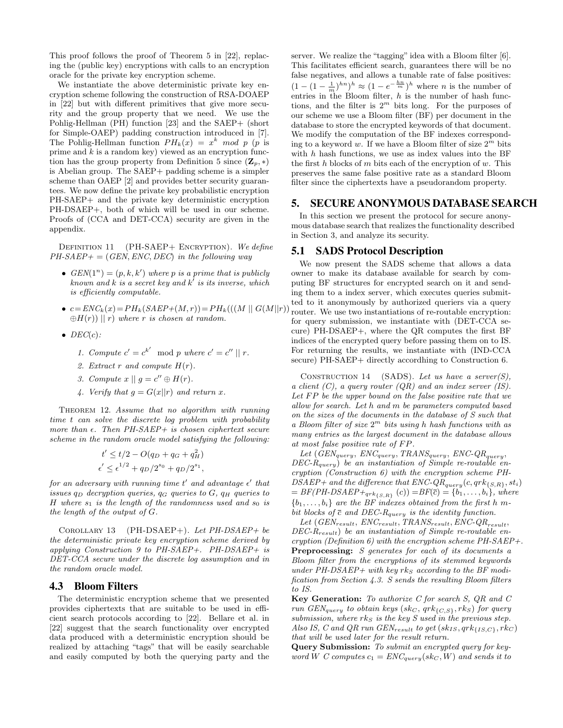This proof follows the proof of Theorem 5 in [22], replacing the (public key) encryptions with calls to an encryption oracle for the private key encryption scheme.

We instantiate the above deterministic private key encryption scheme following the construction of RSA-DOAEP in [22] but with different primitives that give more security and the group property that we need. We use the Pohlig-Hellman (PH) function [23] and the SAEP+ (short for Simple-OAEP) padding construction introduced in [7]. The Pohlig-Hellman function $PH_k(x) = x^k \ mod\ p$ ($p$ is prime and $k$ is a random key) viewed as an encryption function has the group property from Definition 5 since $(\mathbf{Z}_p, *)$ is Abelian group. The SAEP+ padding scheme is a simpler scheme than OAEP [2] and provides better security guarantees. We now define the private key probabilistic encryption PH-SAEP+ and the private key deterministic encryption PH-DSAEP+, both of which will be used in our scheme. Proofs of (CCA and DET-CCA) security are given in the appendix.

Definition 11 (PH-SAEP+ Encryption). *We define PH-SAEP+ = (GEN, ENC, DEC) in the following way*

- $GEN(1^n) = (p, k, k')$ *where $p$ is a prime that is publicly known and $k$ is a secret key and $k'$ is its inverse, which is efficiently computable.*
- $c = ENC_k(x) = PH_k(SAEP{+}(M,r)) = PH_k(((M \mid\mid G(M\|r)) \oplus H(r)) \mid\mid r)$ *where $r$ is chosen at random.*
- $DEC(c)$:
  1. *Compute $c' = c^{k'} \mod p$ where $c' = c'' \mid\mid r$.*
  2. *Extract $r$ and compute $H(r)$.*
  3. *Compute $x \mid\mid g = c'' \oplus H(r)$.*
  4. *Verify that $g = G(x\|r)$ and return $x$.*

Theorem 12. *Assume that no algorithm with running time $t$ can solve the discrete log problem with probability more than $\epsilon$. Then PH-SAEP+ is chosen ciphertext secure scheme in the random oracle model satisfying the following:*

$$t' \leq t/2 - O(q_D + q_G + q_H^2)$$
$$\epsilon' \leq \epsilon^{1/2} + q_D/2^{s_0} + q_D/2^{s_1},$$

*for an adversary with running time $t'$ and advantage $\epsilon'$ that issues $q_D$ decryption queries, $q_G$ queries to $G$, $q_H$ queries to $H$ where $s_1$ is the length of the randomness used and $s_0$ is the length of the output of $G$.*

Corollary 13 (PH-DSAEP+). *Let PH-DSAEP+ be the deterministic private key encryption scheme derived by applying Construction 9 to PH-SAEP+. PH-DSAEP+ is DET-CCA secure under the discrete log assumption and in the random oracle model.*

## 4.3 Bloom Filters

The deterministic encryption scheme that we presented provides ciphertexts that are suitable to be used in efficient search protocols according to [22]. Bellare et al. in [22] suggest that the search functionality over encrypted data produced with a deterministic encryption should be realized by attaching "tags" that will be easily searchable and easily computed by both the querying party and the server. We realize the "tagging" idea with a Bloom filter [6]. This facilitates efficient search, guarantees there will be no false negatives, and allows a tunable rate of false positives: $(1-(1-\frac{1}{m})^{hn})^h \approx (1-e^{-\frac{hn}{m}})^h$ where $n$ is the number of entries in the Bloom filter, $h$ is the number of hash functions, and the filter is $2^m$ bits long. For the purposes of our scheme we use a Bloom filter (BF) per document in the database to store the encrypted keywords of that document. We modify the computation of the BF indexes corresponding to a keyword $w$. If we have a Bloom filter of size $2^m$ bits with $h$ hash functions, we use as index values into the BF the first $h$ blocks of $m$ bits each of the encryption of $w$. This preserves the same false positive rate as a standard Bloom filter since the ciphertexts have a pseudorandom property.

# 5. SECURE ANONYMOUS DATABASE SEARCH

In this section we present the protocol for secure anonymous database search that realizes the functionality described in Section 3, and analyze its security.

## 5.1 SADS Protocol Description

We now present the SADS scheme that allows a data owner to make its database available for search by computing BF structures for encrypted search on it and sending them to a index server, which executes queries submitted to it anonymously by authorized queriers via a query router. We use two instantiations of re-routable encryption: for query submission, we instantiate with (DET-CCA secure) PH-DSAEP+, where the QR computes the first BF indices of the encrypted query before passing them on to IS. For returning the results, we instantiate with (IND-CCA secure) PH-SAEP+ directly accordhing to Construction 6.

Construction 14 (SADS). *Let us have a server(S), a client (C), a query router (QR) and an index server (IS). Let $FP$ be the upper bound on the false positive rate that we allow for search. Let $h$ and $m$ be parameters computed based on the sizes of the documents in the database of S such that a Bloom filter of size $2^m$ bits using $h$ hash functions with as many entries as the largest document in the database allows at most false positive rate of $FP$.*

*Let ($GEN_{query}$, $ENC_{query}$, $TRANS_{query}$, $ENC\text{-}QR_{query}$, $DEC\text{-}R_{query}$) be an instantiation of Simple re-routable encryption (Construction 6) with the encryption scheme PH-DSAEP+ and the difference that $ENC\text{-}QR_{query}(c, qrk_{\{S,R\}}, st_i)$ $= BF(PH\text{-}DSAEP{+}_{qrk_{\{S,R\}}}(c)) = BF(\overline{c}) = \{b_1, \ldots, b_i\}$, where $\{b_1, \ldots, b_i\}$ are the BF indexes obtained from the first $h$ $m$-bit blocks of $\overline{c}$ and $DEC\text{-}R_{query}$ is the identity function.*

*Let ($GEN_{result}$, $ENC_{result}$, $TRANS_{result}$, $ENC\text{-}QR_{result}$, $DEC\text{-}R_{result}$) be an instantiation of Simple re-routable encryption (Definition 6) with the encryption scheme PH-SAEP+.*

**Preprocessing:** *S generates for each of its documents a Bloom filter from the encryptions of its stemmed keywords under PH-DSAEP+ with key $rk_S$ according to the BF modification from Section 4.3. S sends the resulting Bloom filters to IS.*

**Key Generation:** *To authorize C for search S, QR and C run $GEN_{query}$ to obtain keys $(sk_C, qrk_{\{C,S\}}, rk_S)$ for query submission, where $rk_S$ is the key S used in the previous step. Also IS, C and QR run $GEN_{result}$ to get $(sk_{IS}, qrk_{\{IS,C\}}, rk_C)$ that will be used later for the result return.*

**Query Submission:** *To submit an encrypted query for keyword $W$ C computes $c_1 = ENC_{query}(sk_C, W)$ and sends it to*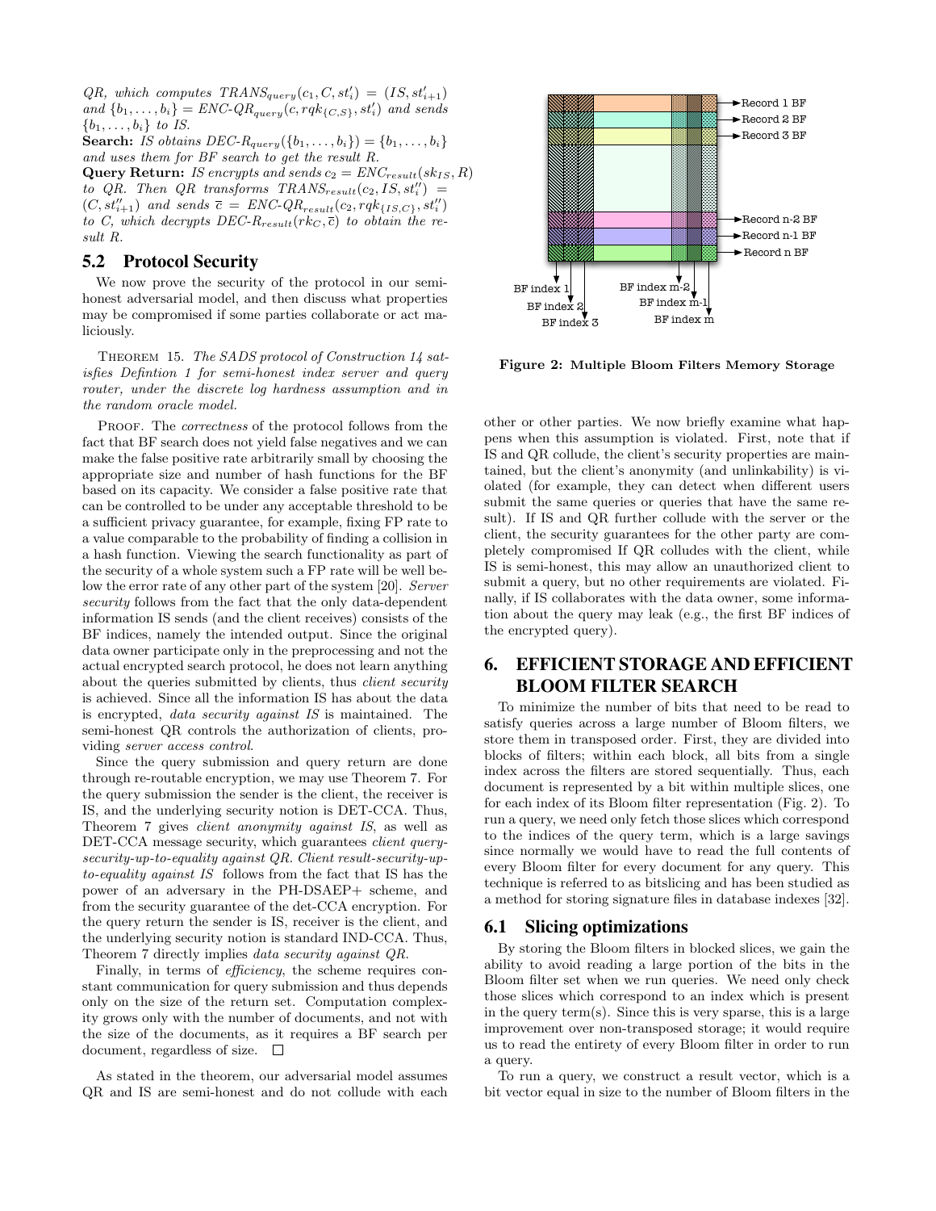*QR, which computes* $TRANS_{query}(c_1, C, st'_i) = (IS, st'_{i+1})$ *and* $\{b_1, \ldots, b_i\} = ENC\text{-}QR_{query}(c, rqk_{\{C,S\}}, st'_i)$ *and sends* $\{b_1, \ldots, b_i\}$ *to IS.*

**Search:** *IS obtains* $DEC\text{-}R_{query}(\{b_1, \ldots, b_i\}) = \{b_1, \ldots, b_i\}$ *and uses them for BF search to get the result R.*

**Query Return:** *IS encrypts and sends* $c_2 = ENC_{result}(sk_{IS}, R)$ *to QR. Then QR transforms* $TRANS_{result}(c_2, IS, st''_i) = (C, st''_{i+1})$ *and sends* $\bar{c} = ENC\text{-}QR_{result}(c_2, rqk_{\{IS,C\}}, st''_i)$ *to C, which decrypts* $DEC\text{-}R_{result}(rk_C, \bar{c})$ *to obtain the result R.*

## 5.2 Protocol Security

We now prove the security of the protocol in our semi-honest adversarial model, and then discuss what properties may be compromised if some parties collaborate or act maliciously.

THEOREM 15. *The SADS protocol of Construction 14 satisfies Defintion 1 for semi-honest index server and query router, under the discrete log hardness assumption and in the random oracle model.*

PROOF. The *correctness* of the protocol follows from the fact that BF search does not yield false negatives and we can make the false positive rate arbitrarily small by choosing the appropriate size and number of hash functions for the BF based on its capacity. We consider a false positive rate that can be controlled to be under any acceptable threshold to be a sufficient privacy guarantee, for example, fixing FP rate to a value comparable to the probability of finding a collision in a hash function. Viewing the search functionality as part of the security of a whole system such a FP rate will be well below the error rate of any other part of the system [20]. *Server security* follows from the fact that the only data-dependent information IS sends (and the client receives) consists of the BF indices, namely the intended output. Since the original data owner participate only in the preprocessing and not the actual encrypted search protocol, he does not learn anything about the queries submitted by clients, thus *client security* is achieved. Since all the information IS has about the data is encrypted, *data security against IS* is maintained. The semi-honest QR controls the authorization of clients, providing *server access control*.

Since the query submission and query return are done through re-routable encryption, we may use Theorem 7. For the query submission the sender is the client, the receiver is IS, and the underlying security notion is DET-CCA. Thus, Theorem 7 gives *client anonymity against IS*, as well as DET-CCA message security, which guarantees *client query-security-up-to-equality against QR*. *Client result-security-up-to-equality against IS* follows from the fact that IS has the power of an adversary in the PH-DSAEP+ scheme, and from the security guarantee of the det-CCA encryption. For the query return the sender is IS, receiver is the client, and the underlying security notion is standard IND-CCA. Thus, Theorem 7 directly implies *data security against QR*.

Finally, in terms of *efficiency*, the scheme requires constant communication for query submission and thus depends only on the size of the return set. Computation complexity grows only with the number of documents, and not with the size of the documents, as it requires a BF search per document, regardless of size. □

As stated in the theorem, our adversarial model assumes QR and IS are semi-honest and do not collude with each other or other parties. We now briefly examine what happens when this assumption is violated. First, note that if IS and QR collude, the client's security properties are maintained, but the client's anonymity (and unlinkability) is violated (for example, they can detect when different users submit the same queries or queries that have the same result). If IS and QR further collude with the server or the client, the security guarantees for the other party are completely compromised If QR colludes with the client, while IS is semi-honest, this may allow an unauthorized client to submit a query, but no other requirements are violated. Finally, if IS collaborates with the data owner, some information about the query may leak (e.g., the first BF indices of the encrypted query).

Record 1 BF
Record 2 BF
Record 3 BF
Record n-2 BF
Record n-1 BF
Record n BF
BF index 1
BF index 2
BF index 3
BF index m-2
BF index m-1
BF index m

**Figure 2: Multiple Bloom Filters Memory Storage**

## 6. EFFICIENT STORAGE AND EFFICIENT BLOOM FILTER SEARCH

To minimize the number of bits that need to be read to satisfy queries across a large number of Bloom filters, we store them in transposed order. First, they are divided into blocks of filters; within each block, all bits from a single index across the filters are stored sequentially. Thus, each document is represented by a bit within multiple slices, one for each index of its Bloom filter representation (Fig. 2). To run a query, we need only fetch those slices which correspond to the indices of the query term, which is a large savings since normally we would have to read the full contents of every Bloom filter for every document for any query. This technique is referred to as bitslicing and has been studied as a method for storing signature files in database indexes [32].

### 6.1 Slicing optimizations

By storing the Bloom filters in blocked slices, we gain the ability to avoid reading a large portion of the bits in the Bloom filter set when we run queries. We need only check those slices which correspond to an index which is present in the query term(s). Since this is very sparse, this is a large improvement over non-transposed storage; it would require us to read the entirety of every Bloom filter in order to run a query.

To run a query, we construct a result vector, which is a bit vector equal in size to the number of Bloom filters in the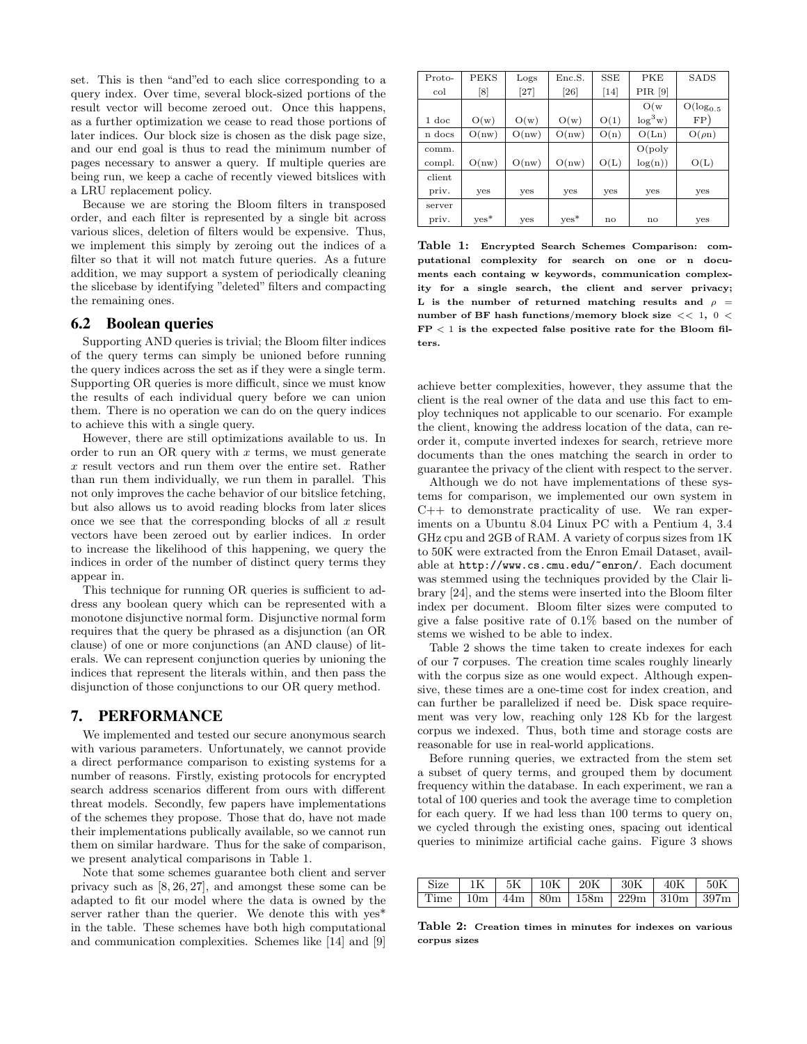set. This is then "and"ed to each slice corresponding to a query index. Over time, several block-sized portions of the result vector will become zeroed out. Once this happens, as a further optimization we cease to read those portions of later indices. Our block size is chosen as the disk page size, and our end goal is thus to read the minimum number of pages necessary to answer a query. If multiple queries are being run, we keep a cache of recently viewed bitslices with a LRU replacement policy.

Because we are storing the Bloom filters in transposed order, and each filter is represented by a single bit across various slices, deletion of filters would be expensive. Thus, we implement this simply by zeroing out the indices of a filter so that it will not match future queries. As a future addition, we may support a system of periodically cleaning the slicebase by identifying "deleted" filters and compacting the remaining ones.

## 6.2 Boolean queries

Supporting AND queries is trivial; the Bloom filter indices of the query terms can simply be unioned before running the query indices across the set as if they were a single term. Supporting OR queries is more difficult, since we must know the results of each individual query before we can union them. There is no operation we can do on the query indices to achieve this with a single query.

However, there are still optimizations available to us. In order to run an OR query with $x$ terms, we must generate $x$ result vectors and run them over the entire set. Rather than run them individually, we run them in parallel. This not only improves the cache behavior of our bitslice fetching, but also allows us to avoid reading blocks from later slices once we see that the corresponding blocks of all $x$ result vectors have been zeroed out by earlier indices. In order to increase the likelihood of this happening, we query the indices in order of the number of distinct query terms they appear in.

This technique for running OR queries is sufficient to address any boolean query which can be represented with a monotone disjunctive normal form. Disjunctive normal form requires that the query be phrased as a disjunction (an OR clause) of one or more conjunctions (an AND clause) of literals. We can represent conjunction queries by unioning the indices that represent the literals within, and then pass the disjunction of those conjunctions to our OR query method.

# 7. PERFORMANCE

We implemented and tested our secure anonymous search with various parameters. Unfortunately, we cannot provide a direct performance comparison to existing systems for a number of reasons. Firstly, existing protocols for encrypted search address scenarios different from ours with different threat models. Secondly, few papers have implementations of the schemes they propose. Those that do, have not made their implementations publically available, so we cannot run them on similar hardware. Thus for the sake of comparison, we present analytical comparisons in Table 1.

| Protocol | PEKS [8] | Logs [27] | Enc.S. [26] | SSE [14] | PKE PIR [9] | SADS |
|---|---|---|---|---|---|---|
| 1 doc | O(w) | O(w) | O(w) | O(1) | O($w \log^3 w$) | O($\log_{0.5}$ FP) |
| n docs | O(nw) | O(nw) | O(nw) | O(n) | O(Ln) | O($\rho$n) |
| comm. compl. | O(nw) | O(nw) | O(nw) | O(L) | O(poly log(n)) | O(L) |
| client priv. | yes | yes | yes | yes | yes | yes |
| server priv. | yes* | yes | yes* | no | no | yes |

**Table 1: Encrypted Search Schemes Comparison: computational complexity for search on one or n documents each containg w keywords, communication complexity for a single search, the client and server privacy; L is the number of returned matching results and $\rho$ = number of BF hash functions/memory block size $<< 1$, $0 <$ FP $< 1$ is the expected false positive rate for the Bloom filters.**

Note that some schemes guarantee both client and server privacy such as [8, 26, 27], and amongst these some can be adapted to fit our model where the data is owned by the server rather than the querier. We denote this with yes* in the table. These schemes have both high computational and communication complexities. Schemes like [14] and [9] achieve better complexities, however, they assume that the client is the real owner of the data and use this fact to employ techniques not applicable to our scenario. For example the client, knowing the address location of the data, can reorder it, compute inverted indexes for search, retrieve more documents than the ones matching the search in order to guarantee the privacy of the client with respect to the server.

Although we do not have implementations of these systems for comparison, we implemented our own system in C++ to demonstrate practicality of use. We ran experiments on a Ubuntu 8.04 Linux PC with a Pentium 4, 3.4 GHz cpu and 2GB of RAM. A variety of corpus sizes from 1K to 50K were extracted from the Enron Email Dataset, available at http://www.cs.cmu.edu/~enron/. Each document was stemmed using the techniques provided by the Clair library [24], and the stems were inserted into the Bloom filter index per document. Bloom filter sizes were computed to give a false positive rate of 0.1% based on the number of stems we wished to be able to index.

Table 2 shows the time taken to create indexes for each of our 7 corpuses. The creation time scales roughly linearly with the corpus size as one would expect. Although expensive, these times are a one-time cost for index creation, and can further be parallelized if need be. Disk space requirement was very low, reaching only 128 Kb for the largest corpus we indexed. Thus, both time and storage costs are reasonable for use in real-world applications.

Before running queries, we extracted from the stem set a subset of query terms, and grouped them by document frequency within the database. In each experiment, we ran a total of 100 queries and took the average time to completion for each query. If we had less than 100 terms to query on, we cycled through the existing ones, spacing out identical queries to minimize artificial cache gains. Figure 3 shows

| Size | 1K | 5K | 10K | 20K | 30K | 40K | 50K |
|---|---|---|---|---|---|---|---|
| Time | 10m | 44m | 80m | 158m | 229m | 310m | 397m |

**Table 2: Creation times in minutes for indexes on various corpus sizes**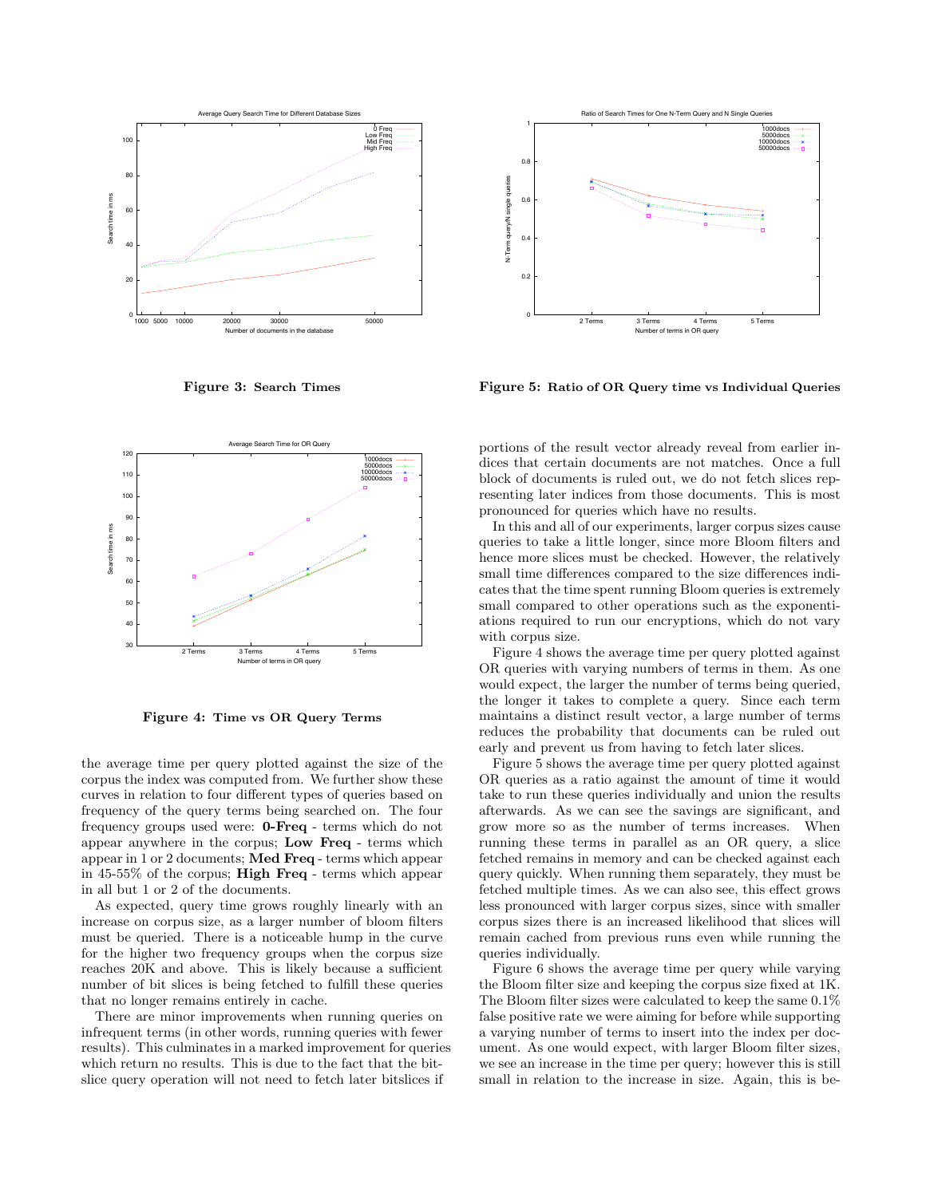Average Query Search Time for Different Database Sizes

0 Freq
Low Freq
Mid Freq
High Freq

Search time in ms

0
20
40
60
80
100

1000 5000 10000 20000 30000 50000

Number of documents in the database

**Figure 3: Search Times**

Ratio of Search Times for One N-Term Query and N Single Queries

1000docs
5000docs
10000docs
50000docs

N-Term query/N single queries

0
0.2
0.4
0.6
0.8
1

2 Terms 3 Terms 4 Terms 5 Terms

Number of terms in OR query

**Figure 5: Ratio of OR Query time vs Individual Queries**

Average Search Time for OR Query

1000docs
5000docs
10000docs
50000docs

Search time in ms

30
40
50
60
70
80
90
100
110
120

2 Terms 3 Terms 4 Terms 5 Terms

Number of terms in OR query

**Figure 4: Time vs OR Query Terms**

the average time per query plotted against the size of the corpus the index was computed from. We further show these curves in relation to four different types of queries based on frequency of the query terms being searched on. The four frequency groups used were: **0-Freq** - terms which do not appear anywhere in the corpus; **Low Freq** - terms which appear in 1 or 2 documents; **Med Freq** - terms which appear in 45-55% of the corpus; **High Freq** - terms which appear in all but 1 or 2 of the documents.

As expected, query time grows roughly linearly with an increase on corpus size, as a larger number of bloom filters must be queried. There is a noticeable hump in the curve for the higher two frequency groups when the corpus size reaches 20K and above. This is likely because a sufficient number of bit slices is being fetched to fulfill these queries that no longer remains entirely in cache.

There are minor improvements when running queries on infrequent terms (in other words, running queries with fewer results). This culminates in a marked improvement for queries which return no results. This is due to the fact that the bit-slice query operation will not need to fetch later bitslices if portions of the result vector already reveal from earlier indices that certain documents are not matches. Once a full block of documents is ruled out, we do not fetch slices representing later indices from those documents. This is most pronounced for queries which have no results.

In this and all of our experiments, larger corpus sizes cause queries to take a little longer, since more Bloom filters and hence more slices must be checked. However, the relatively small time differences compared to the size differences indicates that the time spent running Bloom queries is extremely small compared to other operations such as the exponentiations required to run our encryptions, which do not vary with corpus size.

Figure 4 shows the average time per query plotted against OR queries with varying numbers of terms in them. As one would expect, the larger the number of terms being queried, the longer it takes to complete a query. Since each term maintains a distinct result vector, a large number of terms reduces the probability that documents can be ruled out early and prevent us from having to fetch later slices.

Figure 5 shows the average time per query plotted against OR queries as a ratio against the amount of time it would take to run these queries individually and union the results afterwards. As we can see the savings are significant, and grow more so as the number of terms increases. When running these terms in parallel as an OR query, a slice fetched remains in memory and can be checked against each query quickly. When running them separately, they must be fetched multiple times. As we can also see, this effect grows less pronounced with larger corpus sizes, since with smaller corpus sizes there is an increased likelihood that slices will remain cached from previous runs even while running the queries individually.

Figure 6 shows the average time per query while varying the Bloom filter size and keeping the corpus size fixed at 1K. The Bloom filter sizes were calculated to keep the same 0.1% false positive rate we were aiming for before while supporting a varying number of terms to insert into the index per document. As one would expect, with larger Bloom filter sizes, we see an increase in the time per query; however this is still small in relation to the increase in size. Again, this is be-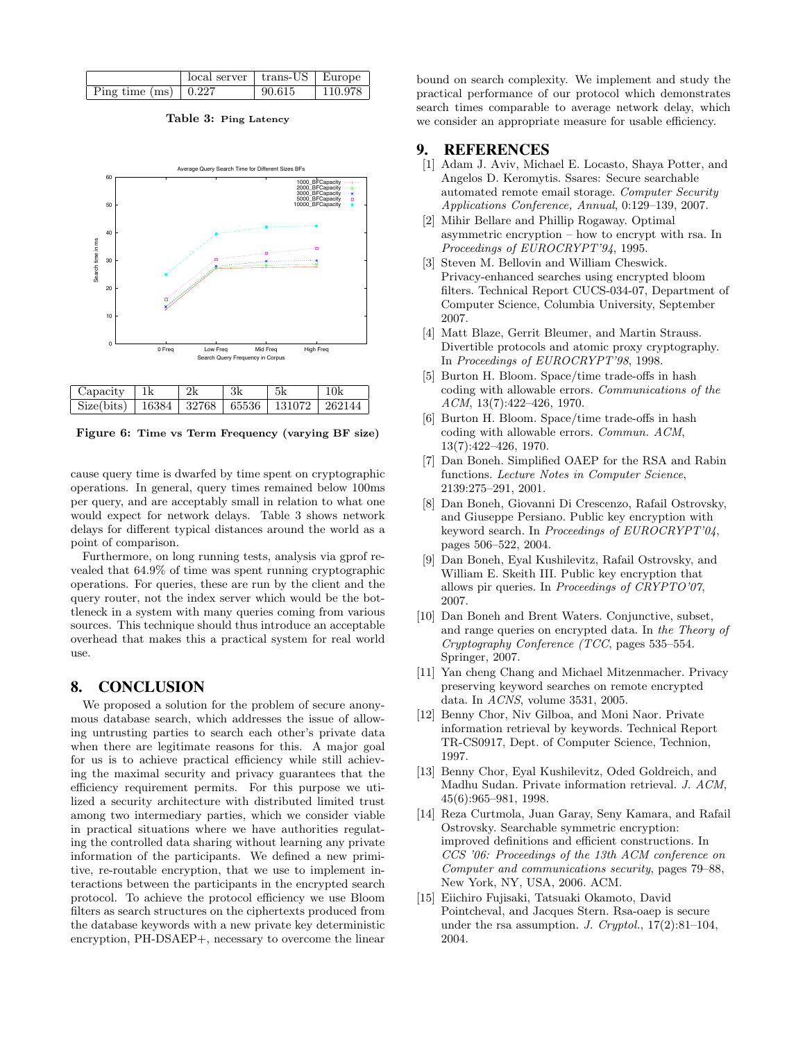| | local server | trans-US | Europe |
|---|---|---|---|
| Ping time (ms) | 0.227 | 90.615 | 110.978 |

**Table 3: Ping Latency**

Average Query Search Time for Different Sizes BFs

Search time in ms

0
10
20
30
40
50
60

0 Freq
Low Freq
Mid Freq
High Freq

Search Query Frequency in Corpus

1000_BFCapacity
2000_BFCapacity
3000_BFCapacity
5000_BFCapacity
10000_BFCapacity

| Capacity | 1k | 2k | 3k | 5k | 10k |
|---|---|---|---|---|---|
| Size(bits) | 16384 | 32768 | 65536 | 131072 | 262144 |

**Figure 6: Time vs Term Frequency (varying BF size)**

cause query time is dwarfed by time spent on cryptographic operations. In general, query times remained below 100ms per query, and are acceptably small in relation to what one would expect for network delays. Table 3 shows network delays for different typical distances around the world as a point of comparison.

Furthermore, on long running tests, analysis via gprof revealed that 64.9% of time was spent running cryptographic operations. For queries, these are run by the client and the query router, not the index server which would be the bottleneck in a system with many queries coming from various sources. This technique should thus introduce an acceptable overhead that makes this a practical system for real world use.

## 8. CONCLUSION

We proposed a solution for the problem of secure anonymous database search, which addresses the issue of allowing untrusting parties to search each other's private data when there are legitimate reasons for this. A major goal for us is to achieve practical efficiency while still achieving the maximal security and privacy guarantees that the efficiency requirement permits. For this purpose we utilized a security architecture with distributed limited trust among two intermediary parties, which we consider viable in practical situations where we have authorities regulating the controlled data sharing without learning any private information of the participants. We defined a new primitive, re-routable encryption, that we use to implement interactions between the participants in the encrypted search protocol. To achieve the protocol efficiency we use Bloom filters as search structures on the ciphertexts produced from the database keywords with a new private key deterministic encryption, PH-DSAEP+, necessary to overcome the linear bound on search complexity. We implement and study the practical performance of our protocol which demonstrates search times comparable to average network delay, which we consider an appropriate measure for usable efficiency.

## 9. REFERENCES

[1] Adam J. Aviv, Michael E. Locasto, Shaya Potter, and Angelos D. Keromytis. Ssares: Secure searchable automated remote email storage. *Computer Security Applications Conference, Annual*, 0:129–139, 2007.

[2] Mihir Bellare and Phillip Rogaway. Optimal asymmetric encryption – how to encrypt with rsa. In *Proceedings of EUROCRYPT'94*, 1995.

[3] Steven M. Bellovin and William Cheswick. Privacy-enhanced searches using encrypted bloom filters. Technical Report CUCS-034-07, Department of Computer Science, Columbia University, September 2007.

[4] Matt Blaze, Gerrit Bleumer, and Martin Strauss. Divertible protocols and atomic proxy cryptography. In *Proceedings of EUROCRYPT'98*, 1998.

[5] Burton H. Bloom. Space/time trade-offs in hash coding with allowable errors. *Communications of the ACM*, 13(7):422–426, 1970.

[6] Burton H. Bloom. Space/time trade-offs in hash coding with allowable errors. *Commun. ACM*, 13(7):422–426, 1970.

[7] Dan Boneh. Simplified OAEP for the RSA and Rabin functions. *Lecture Notes in Computer Science*, 2139:275–291, 2001.

[8] Dan Boneh, Giovanni Di Crescenzo, Rafail Ostrovsky, and Giuseppe Persiano. Public key encryption with keyword search. In *Proceedings of EUROCRYPT'04*, pages 506–522, 2004.

[9] Dan Boneh, Eyal Kushilevitz, Rafail Ostrovsky, and William E. Skeith III. Public key encryption that allows pir queries. In *Proceedings of CRYPTO'07*, 2007.

[10] Dan Boneh and Brent Waters. Conjunctive, subset, and range queries on encrypted data. In *the Theory of Cryptography Conference (TCC*, pages 535–554. Springer, 2007.

[11] Yan cheng Chang and Michael Mitzenmacher. Privacy preserving keyword searches on remote encrypted data. In *ACNS*, volume 3531, 2005.

[12] Benny Chor, Niv Gilboa, and Moni Naor. Private information retrieval by keywords. Technical Report TR-CS0917, Dept. of Computer Science, Technion, 1997.

[13] Benny Chor, Eyal Kushilevitz, Oded Goldreich, and Madhu Sudan. Private information retrieval. *J. ACM*, 45(6):965–981, 1998.

[14] Reza Curtmola, Juan Garay, Seny Kamara, and Rafail Ostrovsky. Searchable symmetric encryption: improved definitions and efficient constructions. In *CCS '06: Proceedings of the 13th ACM conference on Computer and communications security*, pages 79–88, New York, NY, USA, 2006. ACM.

[15] Eiichiro Fujisaki, Tatsuaki Okamoto, David Pointcheval, and Jacques Stern. Rsa-oaep is secure under the rsa assumption. *J. Cryptol.*, 17(2):81–104, 2004.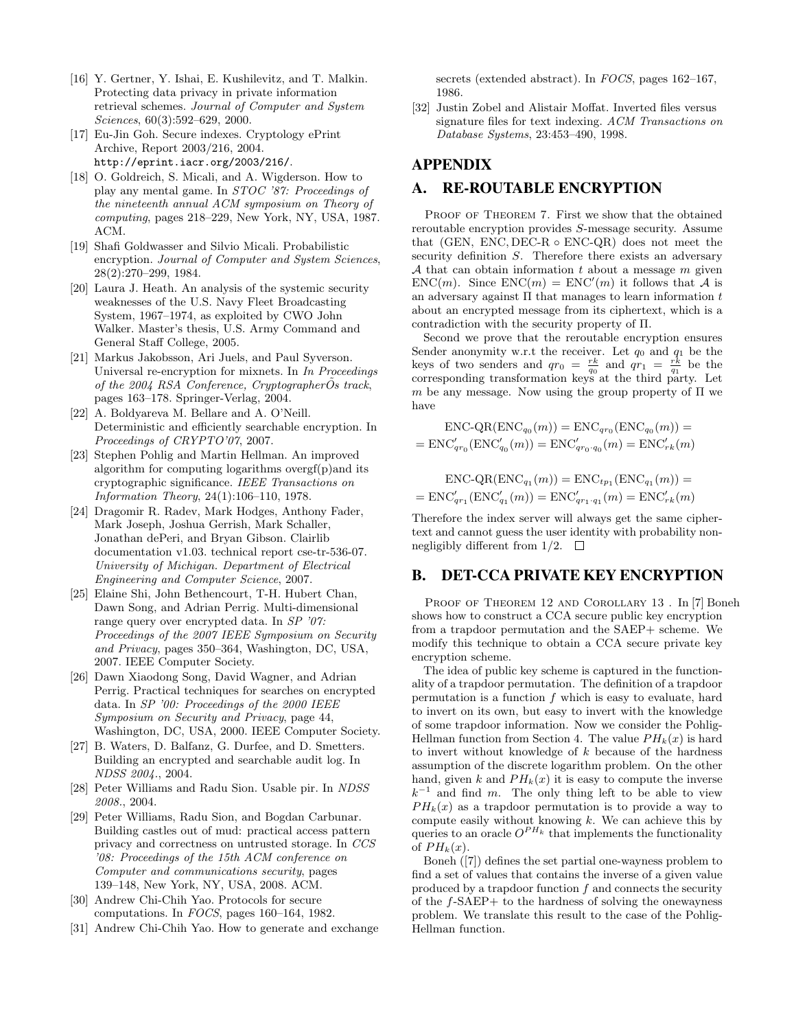[16] Y. Gertner, Y. Ishai, E. Kushilevitz, and T. Malkin. Protecting data privacy in private information retrieval schemes. *Journal of Computer and System Sciences*, 60(3):592–629, 2000.

[17] Eu-Jin Goh. Secure indexes. Cryptology ePrint Archive, Report 2003/216, 2004. http://eprint.iacr.org/2003/216/.

[18] O. Goldreich, S. Micali, and A. Wigderson. How to play any mental game. In *STOC '87: Proceedings of the nineteenth annual ACM symposium on Theory of computing*, pages 218–229, New York, NY, USA, 1987. ACM.

[19] Shafi Goldwasser and Silvio Micali. Probabilistic encryption. *Journal of Computer and System Sciences*, 28(2):270–299, 1984.

[20] Laura J. Heath. An analysis of the systemic security weaknesses of the U.S. Navy Fleet Broadcasting System, 1967–1974, as exploited by CWO John Walker. Master's thesis, U.S. Army Command and General Staff College, 2005.

[21] Markus Jakobsson, Ari Juels, and Paul Syverson. Universal re-encryption for mixnets. In *In Proceedings of the 2004 RSA Conference, CryptographerÕs track*, pages 163–178. Springer-Verlag, 2004.

[22] A. Boldyareva M. Bellare and A. O'Neill. Deterministic and efficiently searchable encryption. In *Proceedings of CRYPTO'07*, 2007.

[23] Stephen Pohlig and Martin Hellman. An improved algorithm for computing logarithms overgf(p)and its cryptographic significance. *IEEE Transactions on Information Theory*, 24(1):106–110, 1978.

[24] Dragomir R. Radev, Mark Hodges, Anthony Fader, Mark Joseph, Joshua Gerrish, Mark Schaller, Jonathan dePeri, and Bryan Gibson. Clairlib documentation v1.03. technical report cse-tr-536-07. *University of Michigan. Department of Electrical Engineering and Computer Science*, 2007.

[25] Elaine Shi, John Bethencourt, T-H. Hubert Chan, Dawn Song, and Adrian Perrig. Multi-dimensional range query over encrypted data. In *SP '07: Proceedings of the 2007 IEEE Symposium on Security and Privacy*, pages 350–364, Washington, DC, USA, 2007. IEEE Computer Society.

[26] Dawn Xiaodong Song, David Wagner, and Adrian Perrig. Practical techniques for searches on encrypted data. In *SP '00: Proceedings of the 2000 IEEE Symposium on Security and Privacy*, page 44, Washington, DC, USA, 2000. IEEE Computer Society.

[27] B. Waters, D. Balfanz, G. Durfee, and D. Smetters. Building an encrypted and searchable audit log. In *NDSS 2004.*, 2004.

[28] Peter Williams and Radu Sion. Usable pir. In *NDSS 2008.*, 2004.

[29] Peter Williams, Radu Sion, and Bogdan Carbunar. Building castles out of mud: practical access pattern privacy and correctness on untrusted storage. In *CCS '08: Proceedings of the 15th ACM conference on Computer and communications security*, pages 139–148, New York, NY, USA, 2008. ACM.

[30] Andrew Chi-Chih Yao. Protocols for secure computations. In *FOCS*, pages 160–164, 1982.

[31] Andrew Chi-Chih Yao. How to generate and exchange secrets (extended abstract). In *FOCS*, pages 162–167, 1986.

[32] Justin Zobel and Alistair Moffat. Inverted files versus signature files for text indexing. *ACM Transactions on Database Systems*, 23:453–490, 1998.

# APPENDIX

## A. RE-ROUTABLE ENCRYPTION

PROOF OF THEOREM 7. First we show that the obtained reroutable encryption provides $S$-message security. Assume that (GEN, ENC, DEC-R $\circ$ ENC-QR) does not meet the security definition $S$. Therefore there exists an adversary $\mathcal{A}$ that can obtain information $t$ about a message $m$ given $\text{ENC}(m)$. Since $\text{ENC}(m) = \text{ENC}'(m)$ it follows that $\mathcal{A}$ is an adversary against $\Pi$ that manages to learn information $t$ about an encrypted message from its ciphertext, which is a contradiction with the security property of $\Pi$.

Second we prove that the reroutable encryption ensures Sender anonymity w.r.t the receiver. Let $q_0$ and $q_1$ be the keys of two senders and $qr_0 = \frac{rk}{q_0}$ and $qr_1 = \frac{rk}{q_1}$ be the corresponding transformation keys at the third party. Let $m$ be any message. Now using the group property of $\Pi$ we have

$$\text{ENC-QR}(\text{ENC}_{q_0}(m)) = \text{ENC}_{qr_0}(\text{ENC}_{q_0}(m)) =$$
$$= \text{ENC}'_{qr_0}(\text{ENC}'_{q_0}(m)) = \text{ENC}'_{qr_0 \cdot q_0}(m) = \text{ENC}'_{rk}(m)$$

$$\text{ENC-QR}(\text{ENC}_{q_1}(m)) = \text{ENC}_{tp_1}(\text{ENC}_{q_1}(m)) =$$
$$= \text{ENC}'_{qr_1}(\text{ENC}'_{q_1}(m)) = \text{ENC}'_{qr_1 \cdot q_1}(m) = \text{ENC}'_{rk}(m)$$

Therefore the index server will always get the same ciphertext and cannot guess the user identity with probability non-negligibly different from 1/2. $\square$

## B. DET-CCA PRIVATE KEY ENCRYPTION

PROOF OF THEOREM 12 AND COROLLARY 13 . In [7] Boneh shows how to construct a CCA secure public key encryption from a trapdoor permutation and the SAEP+ scheme. We modify this technique to obtain a CCA secure private key encryption scheme.

The idea of public key scheme is captured in the functionality of a trapdoor permutation. The definition of a trapdoor permutation is a function $f$ which is easy to evaluate, hard to invert on its own, but easy to invert with the knowledge of some trapdoor information. Now we consider the Pohlig-Hellman function from Section 4. The value $PH_k(x)$ is hard to invert without knowledge of $k$ because of the hardness assumption of the discrete logarithm problem. On the other hand, given $k$ and $PH_k(x)$ it is easy to compute the inverse $k^{-1}$ and find $m$. The only thing left to be able to view $PH_k(x)$ as a trapdoor permutation is to provide a way to compute easily without knowing $k$. We can achieve this by queries to an oracle $O^{PH_k}$ that implements the functionality of $PH_k(x)$.

Boneh ([7]) defines the set partial one-wayness problem to find a set of values that contains the inverse of a given value produced by a trapdoor function $f$ and connects the security of the $f$-SAEP+ to the hardness of solving the onewayness problem. We translate this result to the case of the Pohlig-Hellman function.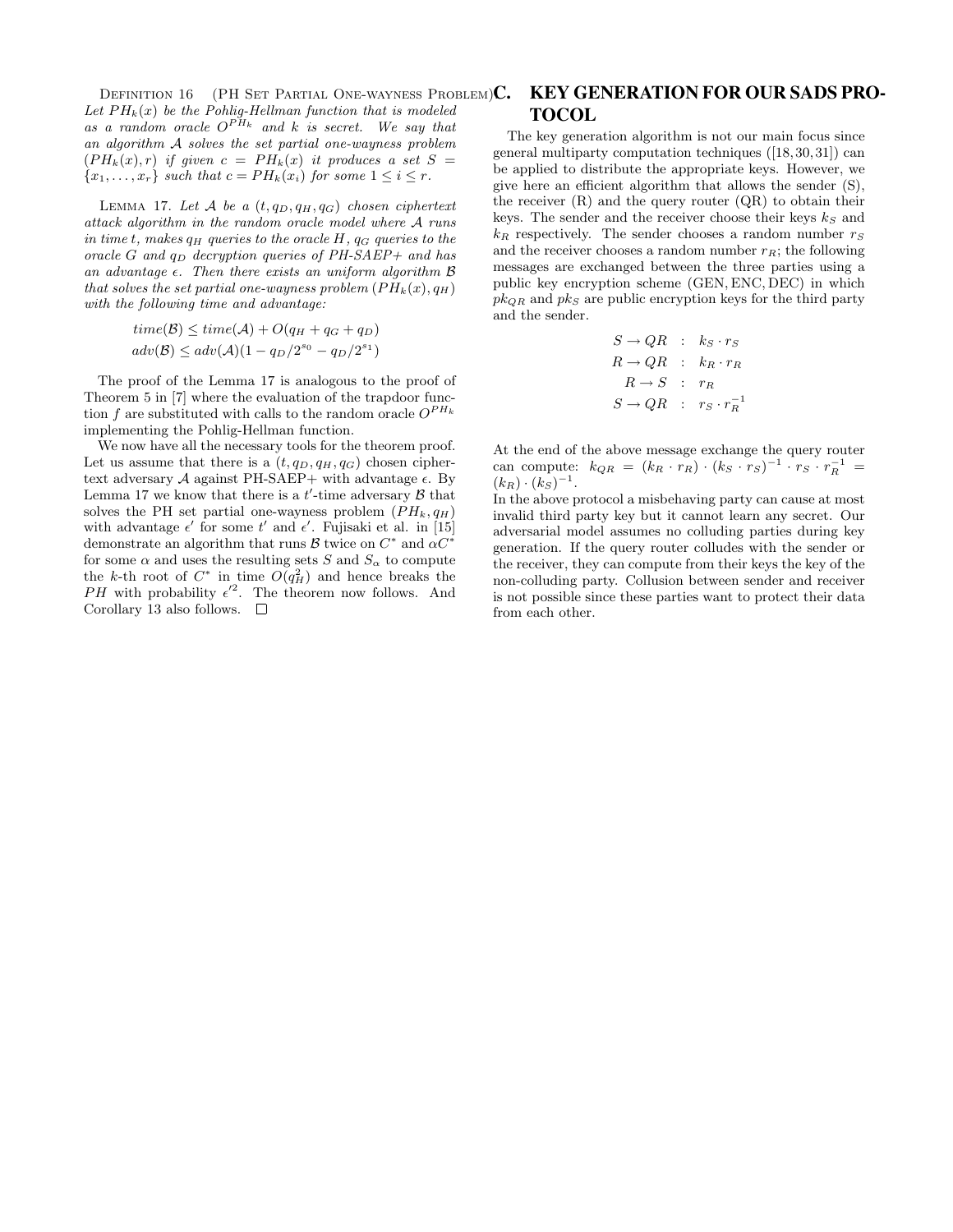**Definition 16** (PH Set Partial One-wayness Problem). *Let $PH_k(x)$ be the Pohlig-Hellman function that is modeled as a random oracle $O^{PH_k}$ and $k$ is secret. We say that an algorithm $\mathcal{A}$ solves the set partial one-wayness problem $(PH_k(x), r)$ if given $c = PH_k(x)$ it produces a set $S = \{x_1, \ldots, x_r\}$ such that $c = PH_k(x_i)$ for some $1 \leq i \leq r$.*

**Lemma 17.** *Let $\mathcal{A}$ be a $(t, q_D, q_H, q_G)$ chosen ciphertext attack algorithm in the random oracle model where $\mathcal{A}$ runs in time $t$, makes $q_H$ queries to the oracle $H$, $q_G$ queries to the oracle $G$ and $q_D$ decryption queries of PH-SAEP+ and has an advantage $\epsilon$. Then there exists an uniform algorithm $\mathcal{B}$ that solves the set partial one-wayness problem $(PH_k(x), q_H)$ with the following time and advantage:*

$$time(\mathcal{B}) \leq time(\mathcal{A}) + O(q_H + q_G + q_D)$$
$$adv(\mathcal{B}) \leq adv(\mathcal{A})(1 - q_D/2^{s_0} - q_D/2^{s_1})$$

The proof of the Lemma 17 is analogous to the proof of Theorem 5 in [7] where the evaluation of the trapdoor function $f$ are substituted with calls to the random oracle $O^{PH_k}$ implementing the Pohlig-Hellman function.

We now have all the necessary tools for the theorem proof. Let us assume that there is a $(t, q_D, q_H, q_G)$ chosen ciphertext adversary $\mathcal{A}$ against PH-SAEP+ with advantage $\epsilon$. By Lemma 17 we know that there is a $t'$-time adversary $\mathcal{B}$ that solves the PH set partial one-wayness problem $(PH_k, q_H)$ with advantage $\epsilon'$ for some $t'$ and $\epsilon'$. Fujisaki et al. in [15] demonstrate an algorithm that runs $\mathcal{B}$ twice on $C^*$ and $\alpha C^*$ for some $\alpha$ and uses the resulting sets $S$ and $S_\alpha$ to compute the $k$-th root of $C^*$ in time $O(q_H^2)$ and hence breaks the $PH$ with probability $\epsilon'^2$. The theorem now follows. And Corollary 13 also follows. □

# C. KEY GENERATION FOR OUR SADS PROTOCOL

The key generation algorithm is not our main focus since general multiparty computation techniques ([18,30,31]) can be applied to distribute the appropriate keys. However, we give here an efficient algorithm that allows the sender (S), the receiver (R) and the query router (QR) to obtain their keys. The sender and the receiver choose their keys $k_S$ and $k_R$ respectively. The sender chooses a random number $r_S$ and the receiver chooses a random number $r_R$; the following messages are exchanged between the three parties using a public key encryption scheme (GEN, ENC, DEC) in which $pk_{QR}$ and $pk_S$ are public encryption keys for the third party and the sender.

$$
\begin{aligned}
S \rightarrow QR &: k_S \cdot r_S \\
R \rightarrow QR &: k_R \cdot r_R \\
R \rightarrow S &: r_R \\
S \rightarrow QR &: r_S \cdot r_R^{-1}
\end{aligned}
$$

At the end of the above message exchange the query router can compute: $k_{QR} = (k_R \cdot r_R) \cdot (k_S \cdot r_S)^{-1} \cdot r_S \cdot r_R^{-1} = (k_R) \cdot (k_S)^{-1}$.

In the above protocol a misbehaving party can cause at most invalid third party key but it cannot learn any secret. Our adversarial model assumes no colluding parties during key generation. If the query router colludes with the sender or the receiver, they can compute from their keys the key of the non-colluding party. Collusion between sender and receiver is not possible since these parties want to protect their data from each other.